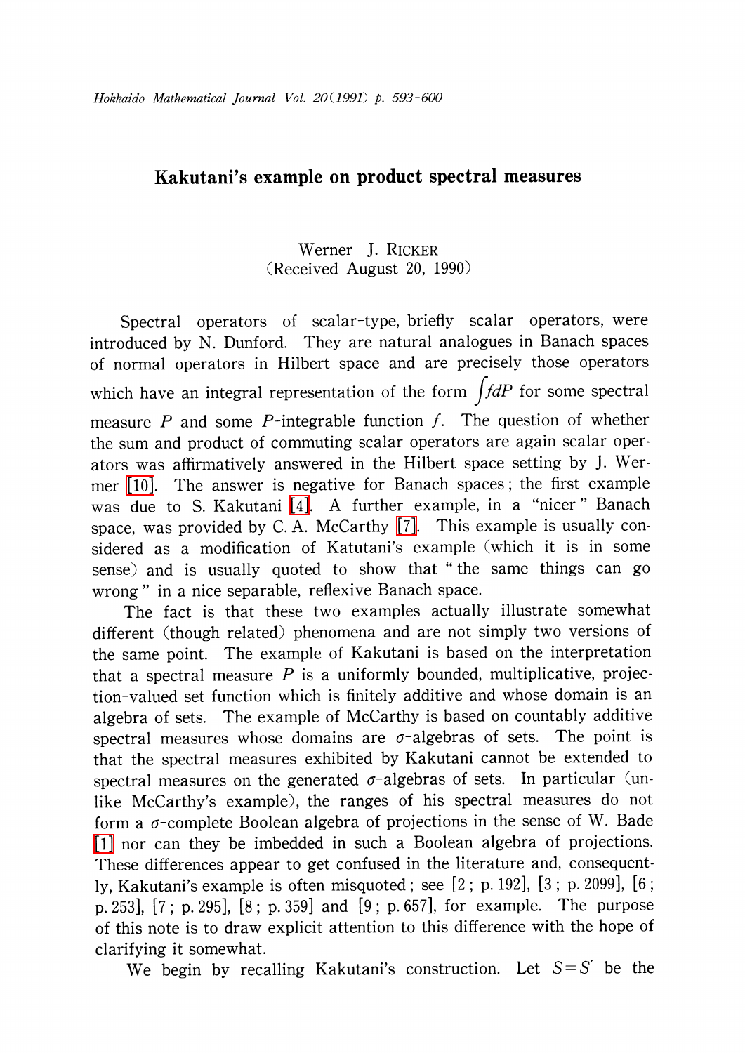# Kakutani's example on product spectral measures

Werner J. RICKER
(Received August 20, 1990)

Spectral operators of scalar-type, briefly scalar operators, were introduced by N. Dunford. They are natural analogues in Banach spaces of normal operators in Hilbert space and are precisely those operators which have an integral representation of the form $\int f dP$ for some spectral measure $P$ and some $P$-integrable function $f$. The question of whether the sum and product of commuting scalar operators are again scalar operators was affirmatively answered in the Hilbert space setting by J. Wermer [10]. The answer is negative for Banach spaces; the first example was due to S. Kakutani [4]. A further example, in a "nicer" Banach space, was provided by C. A. McCarthy [7]. This example is usually considered as a modification of Katutani's example (which it is in some sense) and is usually quoted to show that "the same things can go wrong" in a nice separable, reflexive Banach space.

The fact is that these two examples actually illustrate somewhat different (though related) phenomena and are not simply two versions of the same point. The example of Kakutani is based on the interpretation that a spectral measure $P$ is a uniformly bounded, multiplicative, projection-valued set function which is finitely additive and whose domain is an algebra of sets. The example of McCarthy is based on countably additive spectral measures whose domains are $\sigma$-algebras of sets. The point is that the spectral measures exhibited by Kakutani cannot be extended to spectral measures on the generated $\sigma$-algebras of sets. In particular (unlike McCarthy's example), the ranges of his spectral measures do not form a $\sigma$-complete Boolean algebra of projections in the sense of W. Bade [1] nor can they be imbedded in such a Boolean algebra of projections. These differences appear to get confused in the literature and, consequently, Kakutani's example is often misquoted; see [2; p. 192], [3; p. 2099], [6; p. 253], [7; p. 295], [8; p. 359] and [9; p. 657], for example. The purpose of this note is to draw explicit attention to this difference with the hope of clarifying it somewhat.

We begin by recalling Kakutani's construction. Let $S=S'$ be the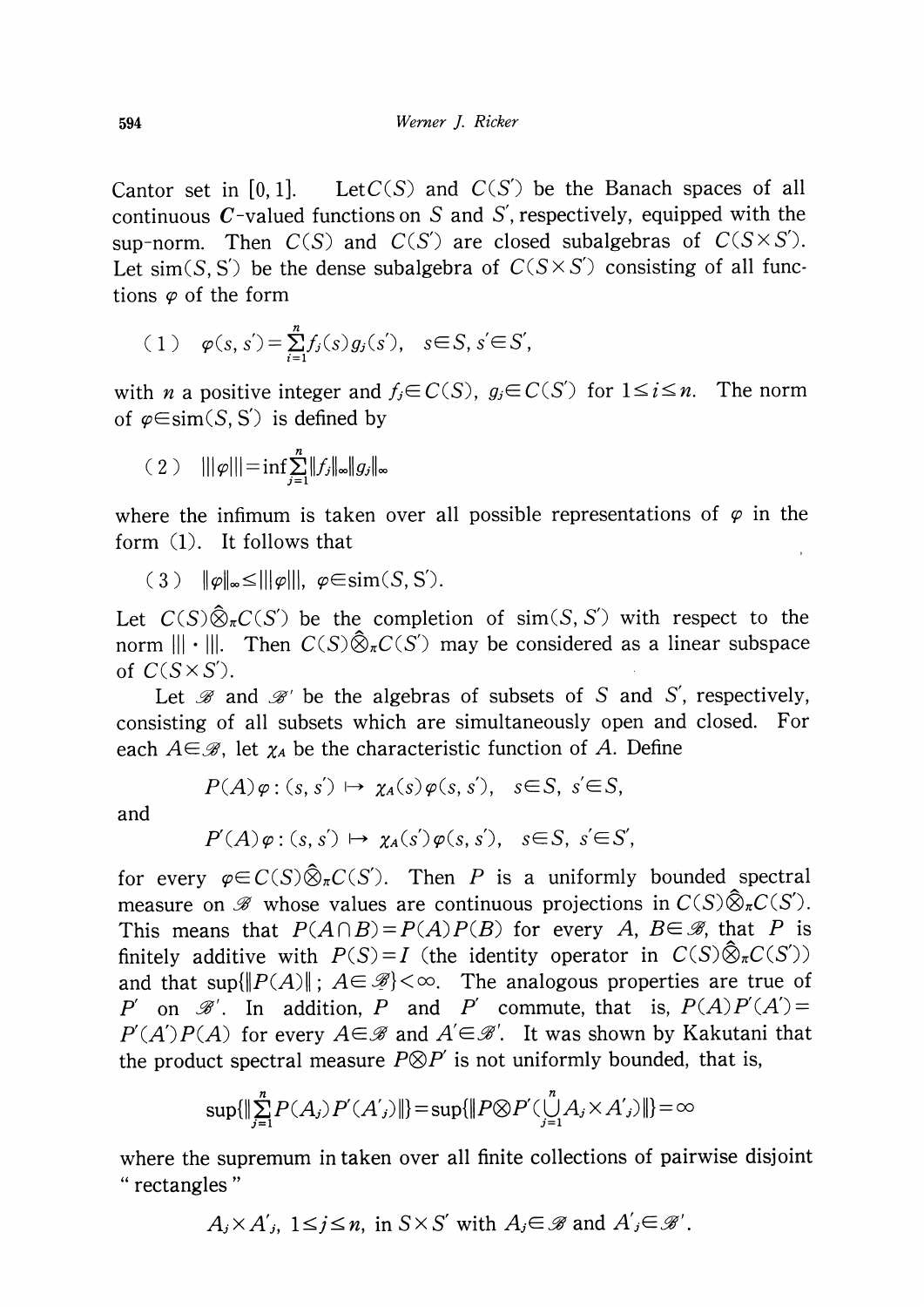Cantor set in $[0,1]$. Let $C(S)$ and $C(S')$ be the Banach spaces of all continuous $\boldsymbol{C}$-valued functions on $S$ and $S'$, respectively, equipped with the sup-norm. Then $C(S)$ and $C(S')$ are closed subalgebras of $C(S\times S')$. Let $\mathrm{sim}(S, S')$ be the dense subalgebra of $C(S\times S')$ consisting of all functions $\varphi$ of the form

$$(1)\quad \varphi(s, s')=\sum_{i=1}^{n} f_i(s) g_i(s'), \quad s\in S, s'\in S',$$

with $n$ a positive integer and $f_i\in C(S)$, $g_i\in C(S')$ for $1\leq i\leq n$. The norm of $\varphi\in \mathrm{sim}(S, S')$ is defined by

$$(2)\quad |||\varphi|||=\inf\sum_{j=1}^{n}\|f_j\|_\infty\|g_j\|_\infty$$

where the infimum is taken over all possible representations of $\varphi$ in the form (1). It follows that

$$(3)\quad \|\varphi\|_\infty\leq|||\varphi|||,\ \varphi\in \mathrm{sim}(S, S').$$

Let $C(S)\hat{\otimes}_\pi C(S')$ be the completion of $\mathrm{sim}(S, S')$ with respect to the norm $|||\cdot|||$. Then $C(S)\hat{\otimes}_\pi C(S')$ may be considered as a linear subspace of $C(S\times S')$.

Let $\mathscr{B}$ and $\mathscr{B}'$ be the algebras of subsets of $S$ and $S'$, respectively, consisting of all subsets which are simultaneously open and closed. For each $A\in\mathscr{B}$, let $\chi_A$ be the characteristic function of $A$. Define

$$P(A)\varphi : (s, s')\mapsto \chi_A(s)\varphi(s, s'),\quad s\in S,\ s'\in S,$$

and

$$P'(A)\varphi : (s, s')\mapsto \chi_A(s')\varphi(s, s'),\quad s\in S,\ s'\in S',$$

for every $\varphi\in C(S)\hat{\otimes}_\pi C(S')$. Then $P$ is a uniformly bounded spectral measure on $\mathscr{B}$ whose values are continuous projections in $C(S)\hat{\otimes}_\pi C(S')$. This means that $P(A\cap B)=P(A)P(B)$ for every $A, B\in\mathscr{B}$, that $P$ is finitely additive with $P(S)=I$ (the identity operator in $C(S)\hat{\otimes}_\pi C(S')$) and that $\sup\{\|P(A)\|;\ A\in\mathscr{B}\}<\infty$. The analogous properties are true of $P'$ on $\mathscr{B}'$. In addition, $P$ and $P'$ commute, that is, $P(A)P'(A')=P'(A')P(A)$ for every $A\in\mathscr{B}$ and $A'\in\mathscr{B}'$. It was shown by Kakutani that the product spectral measure $P\otimes P'$ is not uniformly bounded, that is,

$$\sup\{\|\sum_{j=1}^{n}P(A_j)P'(A'_j)\|\}=\sup\{\|P\otimes P'(\bigcup_{j=1}^{n}A_j\times A'_j)\|\}=\infty$$

where the supremum in taken over all finite collections of pairwise disjoint "rectangles"

$$A_j\times A'_j,\ 1\leq j\leq n,\ \text{in } S\times S' \text{ with } A_j\in\mathscr{B} \text{ and } A'_j\in\mathscr{B}'.$$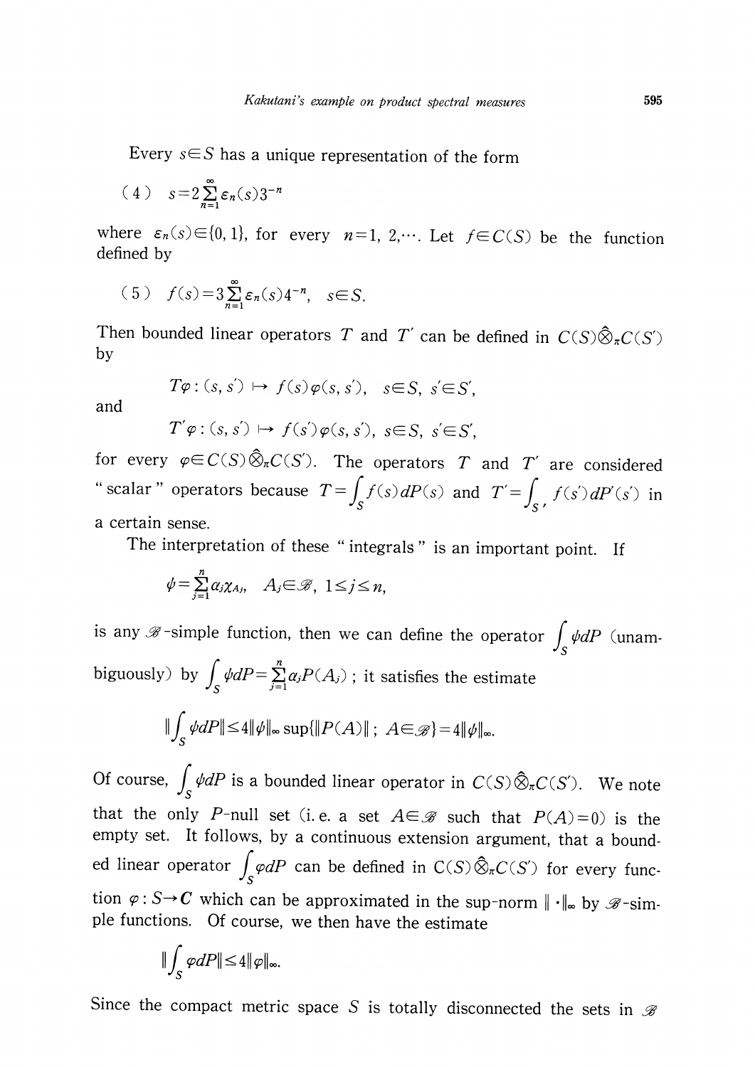Every $s \in S$ has a unique representation of the form

$$(4) \quad s = 2\sum_{n=1}^{\infty} \varepsilon_n(s) 3^{-n}$$

where $\varepsilon_n(s) \in \{0, 1\}$, for every $n = 1, 2, \cdots$. Let $f \in C(S)$ be the function defined by

$$(5) \quad f(s) = 3\sum_{n=1}^{\infty} \varepsilon_n(s) 4^{-n}, \quad s \in S.$$

Then bounded linear operators $T$ and $T'$ can be defined in $C(S)\hat{\otimes}_\pi C(S')$ by

$$T\varphi : (s, s') \mapsto f(s)\varphi(s, s'), \quad s \in S, \ s' \in S',$$

and

$$T'\varphi : (s, s') \mapsto f(s')\varphi(s, s'), \ s \in S, \ s' \in S',$$

for every $\varphi \in C(S)\hat{\otimes}_\pi C(S')$. The operators $T$ and $T'$ are considered "scalar" operators because $T = \int_S f(s) dP(s)$ and $T' = \int_{S'} f(s') dP'(s')$ in a certain sense.

The interpretation of these "integrals" is an important point. If

$$\psi = \sum_{j=1}^{n} a_j \chi_{A_j}, \quad A_j \in \mathscr{B}, \ 1 \leq j \leq n,$$

is any $\mathscr{B}$-simple function, then we can define the operator $\int_S \psi dP$ (unambiguously) by $\int_S \psi dP = \sum_{j=1}^{n} a_j P(A_j)$ ; it satisfies the estimate

$$\| \int_S \psi dP \| \leq 4 \|\psi\|_\infty \sup\{\|P(A)\| ; \ A \in \mathscr{B}\} = 4\|\psi\|_\infty.$$

Of course, $\int_S \psi dP$ is a bounded linear operator in $C(S)\hat{\otimes}_\pi C(S')$. We note that the only $P$-null set (i.e. a set $A \in \mathscr{B}$ such that $P(A) = 0$) is the empty set. It follows, by a continuous extension argument, that a bounded linear operator $\int_S \varphi dP$ can be defined in $C(S)\hat{\otimes}_\pi C(S')$ for every function $\varphi : S \to \boldsymbol{C}$ which can be approximated in the sup-norm $\| \cdot \|_\infty$ by $\mathscr{B}$-simple functions. Of course, we then have the estimate

$$\| \int_S \varphi dP \| \leq 4 \|\varphi\|_\infty.$$

Since the compact metric space $S$ is totally disconnected the sets in $\mathscr{B}$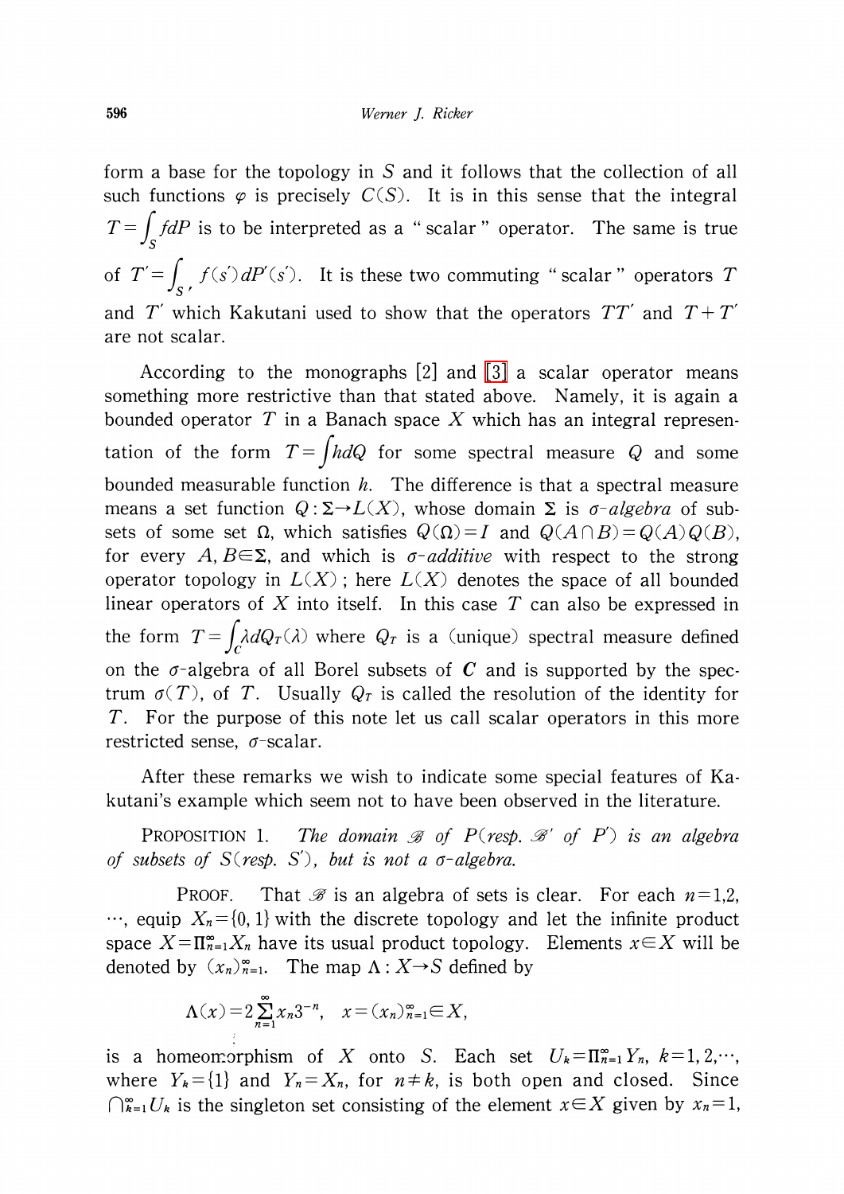form a base for the topology in $S$ and it follows that the collection of all such functions $\varphi$ is precisely $C(S)$. It is in this sense that the integral $T=\int_S f dP$ is to be interpreted as a "scalar" operator. The same is true of $T'=\int_{S'} f(s')dP'(s')$. It is these two commuting "scalar" operators $T$ and $T'$ which Kakutani used to show that the operators $TT'$ and $T+T'$ are not scalar.

According to the monographs [2] and [3] a scalar operator means something more restrictive than that stated above. Namely, it is again a bounded operator $T$ in a Banach space $X$ which has an integral representation of the form $T=\int h dQ$ for some spectral measure $Q$ and some bounded measurable function $h$. The difference is that a spectral measure means a set function $Q:\Sigma \to L(X)$, whose domain $\Sigma$ is *σ-algebra* of subsets of some set $\Omega$, which satisfies $Q(\Omega)=I$ and $Q(A\cap B)=Q(A)Q(B)$, for every $A, B\in\Sigma$, and which is *σ-additive* with respect to the strong operator topology in $L(X)$; here $L(X)$ denotes the space of all bounded linear operators of $X$ into itself. In this case $T$ can also be expressed in the form $T=\int_{\boldsymbol{C}} \lambda dQ_T(\lambda)$ where $Q_T$ is a (unique) spectral measure defined on the $\sigma$-algebra of all Borel subsets of $\boldsymbol{C}$ and is supported by the spectrum $\sigma(T)$, of $T$. Usually $Q_T$ is called the resolution of the identity for $T$. For the purpose of this note let us call scalar operators in this more restricted sense, $\sigma$-scalar.

After these remarks we wish to indicate some special features of Kakutani's example which seem not to have been observed in the literature.

PROPOSITION 1. *The domain $\mathscr{B}$ of $P$ (resp. $\mathscr{B}'$ of $P'$) is an algebra of subsets of $S$ (resp. $S'$), but is not a σ-algebra.*

PROOF. That $\mathscr{B}$ is an algebra of sets is clear. For each $n=1,2, \cdots$, equip $X_n=\{0,1\}$ with the discrete topology and let the infinite product space $X=\Pi_{n=1}^{\infty} X_n$ have its usual product topology. Elements $x\in X$ will be denoted by $(x_n)_{n=1}^{\infty}$. The map $\Lambda: X\to S$ defined by

$$\Lambda(x)=2\sum_{n=1}^{\infty} x_n 3^{-n}, \quad x=(x_n)_{n=1}^{\infty}\in X,$$

is a homeomorphism of $X$ onto $S$. Each set $U_k=\Pi_{n=1}^{\infty} Y_n$, $k=1,2,\cdots$, where $Y_k=\{1\}$ and $Y_n=X_n$, for $n\neq k$, is both open and closed. Since $\bigcap_{k=1}^{\infty} U_k$ is the singleton set consisting of the element $x\in X$ given by $x_n=1$,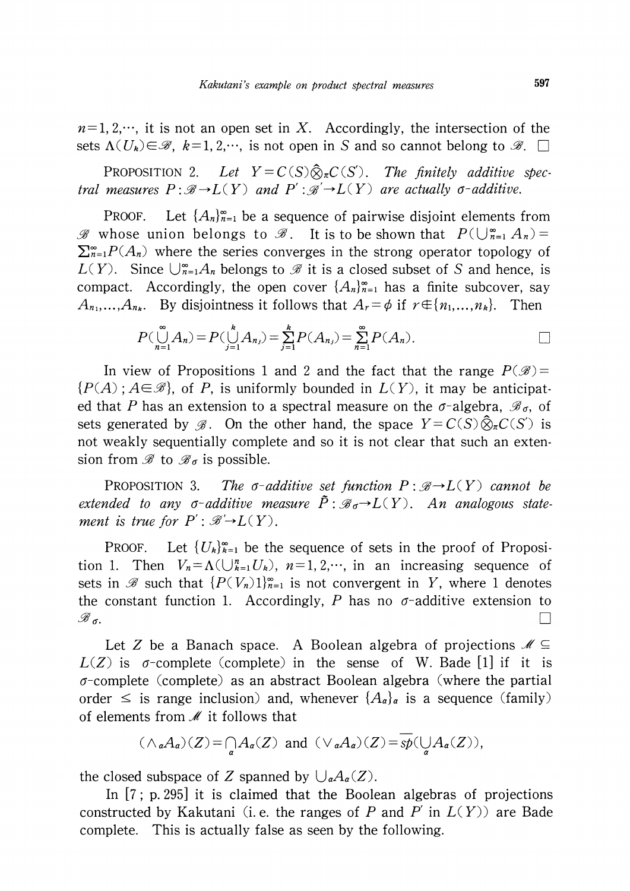$n=1, 2, \cdots$, it is not an open set in $X$. Accordingly, the intersection of the sets $\Lambda(U_k) \in \mathscr{B}$, $k=1, 2, \cdots$, is not open in $S$ and so cannot belong to $\mathscr{B}$. $\square$

PROPOSITION 2. *Let $Y = C(S) \hat{\otimes}_\pi C(S')$. The finitely additive spectral measures $P : \mathscr{B} \to L(Y)$ and $P' : \mathscr{B}' \to L(Y)$ are actually $\sigma$-additive.*

PROOF. Let $\{A_n\}_{n=1}^\infty$ be a sequence of pairwise disjoint elements from $\mathscr{B}$ whose union belongs to $\mathscr{B}$. It is to be shown that $P(\bigcup_{n=1}^\infty A_n) = \sum_{n=1}^\infty P(A_n)$ where the series converges in the strong operator topology of $L(Y)$. Since $\bigcup_{n=1}^\infty A_n$ belongs to $\mathscr{B}$ it is a closed subset of $S$ and hence, is compact. Accordingly, the open cover $\{A_n\}_{n=1}^\infty$ has a finite subcover, say $A_{n_1}, \ldots, A_{n_k}$. By disjointness it follows that $A_r = \phi$ if $r \notin \{n_1, \ldots, n_k\}$. Then

$$P(\bigcup_{n=1}^\infty A_n) = P(\bigcup_{j=1}^k A_{n_j}) = \sum_{j=1}^k P(A_{n_j}) = \sum_{n=1}^\infty P(A_n). \qquad \square$$

In view of Propositions 1 and 2 and the fact that the range $P(\mathscr{B}) = \{P(A) ; A \in \mathscr{B}\}$, of $P$, is uniformly bounded in $L(Y)$, it may be anticipated that $P$ has an extension to a spectral measure on the $\sigma$-algebra, $\mathscr{B}_\sigma$, of sets generated by $\mathscr{B}$. On the other hand, the space $Y = C(S) \hat{\otimes}_\pi C(S')$ is not weakly sequentially complete and so it is not clear that such an extension from $\mathscr{B}$ to $\mathscr{B}_\sigma$ is possible.

PROPOSITION 3. *The $\sigma$-additive set function $P : \mathscr{B} \to L(Y)$ cannot be extended to any $\sigma$-additive measure $\tilde{P} : \mathscr{B}_\sigma \to L(Y)$. An analogous statement is true for $P' : \mathscr{B}' \to L(Y)$.*

PROOF. Let $\{U_k\}_{k=1}^\infty$ be the sequence of sets in the proof of Proposition 1. Then $V_n = \Lambda(\bigcup_{k=1}^n U_k)$, $n=1, 2, \cdots$, in an increasing sequence of sets in $\mathscr{B}$ such that $\{P(V_n)1\}_{n=1}^\infty$ is not convergent in $Y$, where 1 denotes the constant function 1. Accordingly, $P$ has no $\sigma$-additive extension to $\mathscr{B}_\sigma$. $\square$

Let $Z$ be a Banach space. A Boolean algebra of projections $\mathscr{M} \subseteq L(Z)$ is $\sigma$-complete (complete) in the sense of W. Bade [1] if it is $\sigma$-complete (complete) as an abstract Boolean algebra (where the partial order $\leq$ is range inclusion) and, whenever $\{A_\alpha\}_\alpha$ is a sequence (family) of elements from $\mathscr{M}$ it follows that

$$(\wedge_\alpha A_\alpha)(Z) = \bigcap_\alpha A_\alpha(Z) \text{ and } (\vee_\alpha A_\alpha)(Z) = \overline{sp}(\bigcup_\alpha A_\alpha(Z)),$$

the closed subspace of $Z$ spanned by $\bigcup_\alpha A_\alpha(Z)$.

In [7; p. 295] it is claimed that the Boolean algebras of projections constructed by Kakutani (i. e. the ranges of $P$ and $P'$ in $L(Y)$) are Bade complete. This is actually false as seen by the following.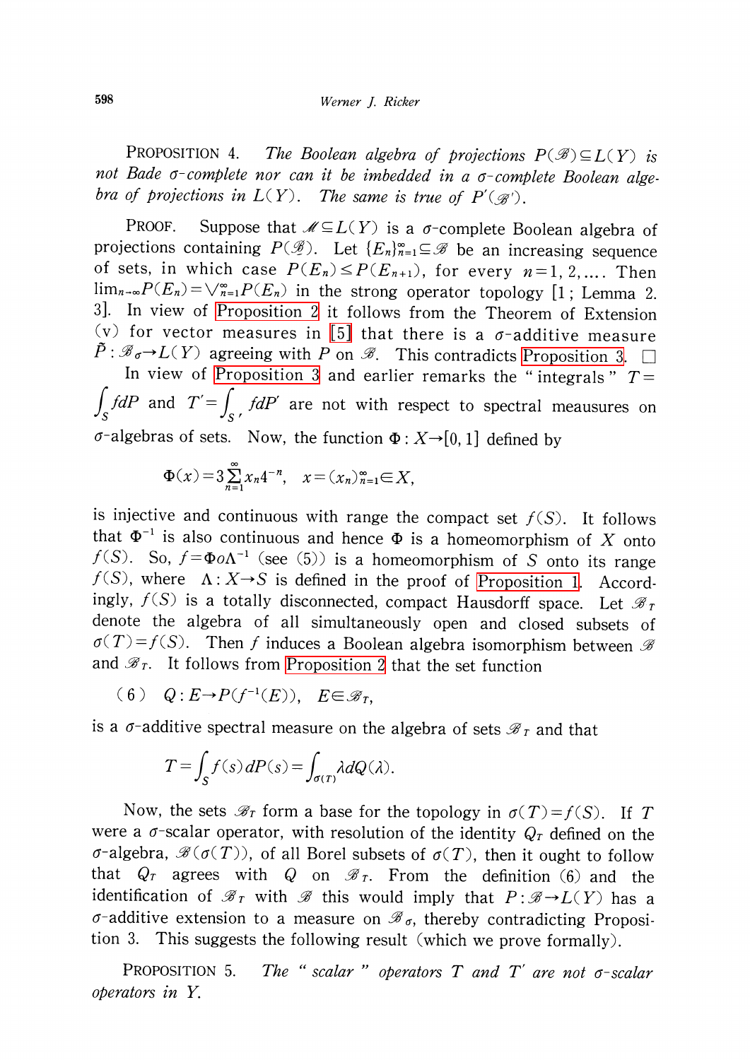**Proposition 4.** *The Boolean algebra of projections $P(\mathscr{B}) \subseteq L(Y)$ is not Bade $\sigma$-complete nor can it be imbedded in a $\sigma$-complete Boolean algebra of projections in $L(Y)$. The same is true of $P'(\mathscr{B}')$.*

**Proof.** Suppose that $\mathscr{M} \subseteq L(Y)$ is a $\sigma$-complete Boolean algebra of projections containing $P(\mathscr{B})$. Let $\{E_n\}_{n=1}^{\infty} \subseteq \mathscr{B}$ be an increasing sequence of sets, in which case $P(E_n) \leq P(E_{n+1})$, for every $n=1, 2, \ldots$. Then $\lim_{n\to\infty} P(E_n) = \vee_{n=1}^{\infty} P(E_n)$ in the strong operator topology [1; Lemma 2. 3]. In view of Proposition 2 it follows from the Theorem of Extension (v) for vector measures in [5] that there is a $\sigma$-additive measure $\tilde{P}: \mathscr{B}_{\sigma} \to L(Y)$ agreeing with $P$ on $\mathscr{B}$. This contradicts Proposition 3. □

In view of Proposition 3 and earlier remarks the "integrals" $T = \int_S f dP$ and $T' = \int_{S'} f dP'$ are not with respect to spectral meausures on $\sigma$-algebras of sets. Now, the function $\Phi: X \to [0, 1]$ defined by

$$\Phi(x) = 3\sum_{n=1}^{\infty} x_n 4^{-n}, \quad x = (x_n)_{n=1}^{\infty} \in X,$$

is injective and continuous with range the compact set $f(S)$. It follows that $\Phi^{-1}$ is also continuous and hence $\Phi$ is a homeomorphism of $X$ onto $f(S)$. So, $f = \Phi o \Lambda^{-1}$ (see (5)) is a homeomorphism of $S$ onto its range $f(S)$, where $\Lambda: X \to S$ is defined in the proof of Proposition 1. Accordingly, $f(S)$ is a totally disconnected, compact Hausdorff space. Let $\mathscr{B}_T$ denote the algebra of all simultaneously open and closed subsets of $\sigma(T) = f(S)$. Then $f$ induces a Boolean algebra isomorphism between $\mathscr{B}$ and $\mathscr{B}_T$. It follows from Proposition 2 that the set function

$$(6) \quad Q: E \to P(f^{-1}(E)), \quad E \in \mathscr{B}_T,$$

is a $\sigma$-additive spectral measure on the algebra of sets $\mathscr{B}_T$ and that

$$T = \int_S f(s) dP(s) = \int_{\sigma(T)} \lambda dQ(\lambda).$$

Now, the sets $\mathscr{B}_T$ form a base for the topology in $\sigma(T) = f(S)$. If $T$ were a $\sigma$-scalar operator, with resolution of the identity $Q_T$ defined on the $\sigma$-algebra, $\mathscr{B}(\sigma(T))$, of all Borel subsets of $\sigma(T)$, then it ought to follow that $Q_T$ agrees with $Q$ on $\mathscr{B}_T$. From the definition (6) and the identification of $\mathscr{B}_T$ with $\mathscr{B}$ this would imply that $P: \mathscr{B} \to L(Y)$ has a $\sigma$-additive extension to a measure on $\mathscr{B}_{\sigma}$, thereby contradicting Proposition 3. This suggests the following result (which we prove formally).

**Proposition 5.** *The "scalar" operators $T$ and $T'$ are not $\sigma$-scalar operators in $Y$.*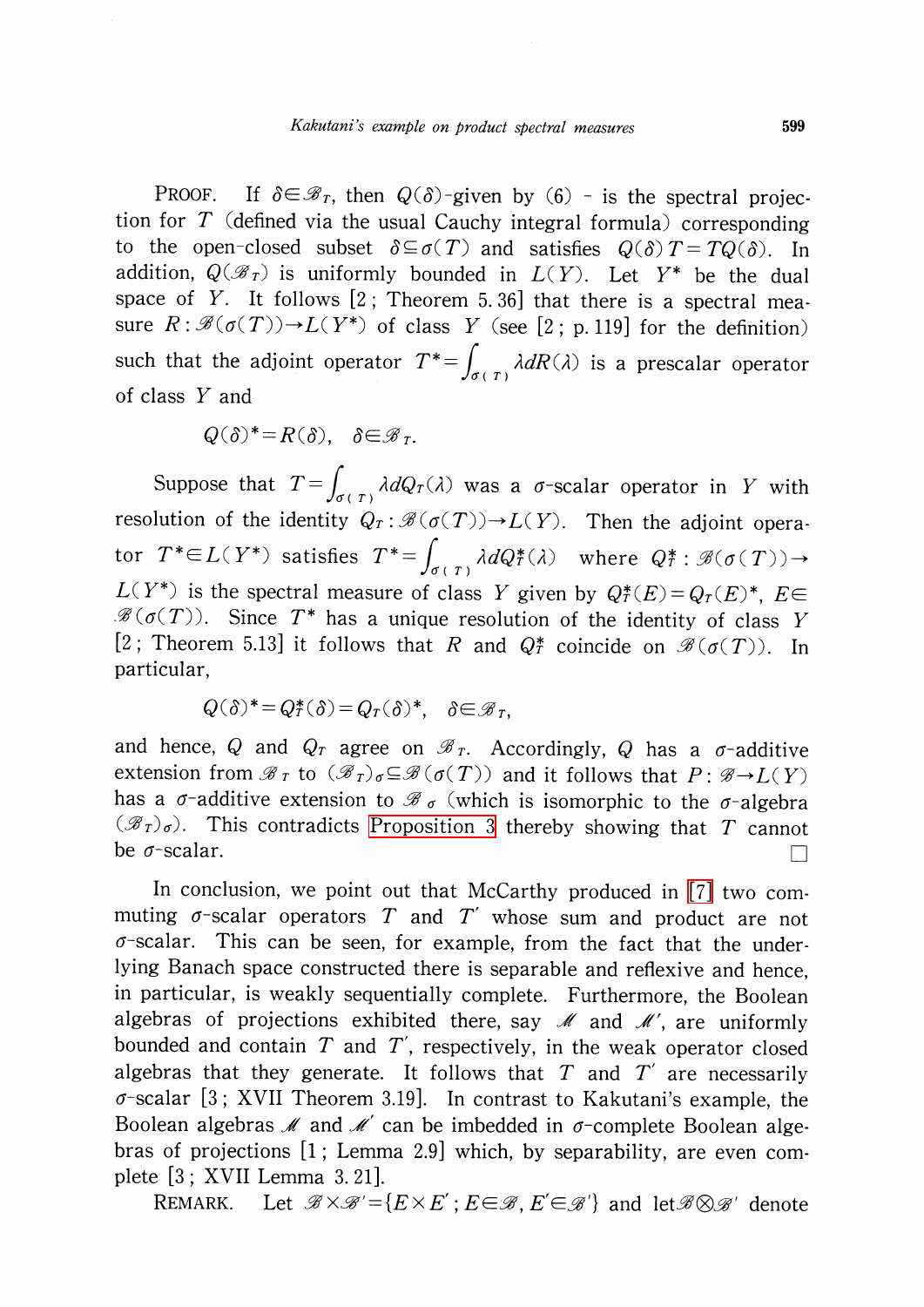PROOF. If $\delta \in \mathscr{B}_T$, then $Q(\delta)$-given by (6) - is the spectral projection for $T$ (defined via the usual Cauchy integral formula) corresponding to the open-closed subset $\delta \subseteq \sigma(T)$ and satisfies $Q(\delta)T = TQ(\delta)$. In addition, $Q(\mathscr{B}_T)$ is uniformly bounded in $L(Y)$. Let $Y^*$ be the dual space of $Y$. It follows [2; Theorem 5.36] that there is a spectral measure $R : \mathscr{B}(\sigma(T)) \to L(Y^*)$ of class $Y$ (see [2; p. 119] for the definition) such that the adjoint operator $T^* = \int_{\sigma(T)} \lambda dR(\lambda)$ is a prescalar operator of class $Y$ and

$$Q(\delta)^* = R(\delta), \quad \delta \in \mathscr{B}_T.$$

Suppose that $T = \int_{\sigma(T)} \lambda dQ_T(\lambda)$ was a $\sigma$-scalar operator in $Y$ with resolution of the identity $Q_T : \mathscr{B}(\sigma(T)) \to L(Y)$. Then the adjoint operator $T^* \in L(Y^*)$ satisfies $T^* = \int_{\sigma(T)} \lambda dQ_T^*(\lambda)$ where $Q_T^* : \mathscr{B}(\sigma(T)) \to L(Y^*)$ is the spectral measure of class $Y$ given by $Q_T^*(E) = Q_T(E)^*$, $E \in \mathscr{B}(\sigma(T))$. Since $T^*$ has a unique resolution of the identity of class $Y$ [2; Theorem 5.13] it follows that $R$ and $Q_T^*$ coincide on $\mathscr{B}(\sigma(T))$. In particular,

$$Q(\delta)^* = Q_T^*(\delta) = Q_T(\delta)^*, \quad \delta \in \mathscr{B}_T,$$

and hence, $Q$ and $Q_T$ agree on $\mathscr{B}_T$. Accordingly, $Q$ has a $\sigma$-additive extension from $\mathscr{B}_T$ to $(\mathscr{B}_T)_\sigma \subseteq \mathscr{B}(\sigma(T))$ and it follows that $P : \mathscr{B} \to L(Y)$ has a $\sigma$-additive extension to $\mathscr{B}_\sigma$ (which is isomorphic to the $\sigma$-algebra $(\mathscr{B}_T)_\sigma$). This contradicts Proposition 3 thereby showing that $T$ cannot be $\sigma$-scalar. □

In conclusion, we point out that McCarthy produced in [7] two commuting $\sigma$-scalar operators $T$ and $T'$ whose sum and product are not $\sigma$-scalar. This can be seen, for example, from the fact that the underlying Banach space constructed there is separable and reflexive and hence, in particular, is weakly sequentially complete. Furthermore, the Boolean algebras of projections exhibited there, say $\mathscr{M}$ and $\mathscr{M}'$, are uniformly bounded and contain $T$ and $T'$, respectively, in the weak operator closed algebras that they generate. It follows that $T$ and $T'$ are necessarily $\sigma$-scalar [3; XVII Theorem 3.19]. In contrast to Kakutani's example, the Boolean algebras $\mathscr{M}$ and $\mathscr{M}'$ can be imbedded in $\sigma$-complete Boolean algebras of projections [1; Lemma 2.9] which, by separability, are even complete [3; XVII Lemma 3.21].

REMARK. Let $\mathscr{B} \times \mathscr{B}' = \{E \times E' ; E \in \mathscr{B}, E' \in \mathscr{B}'\}$ and let $\mathscr{B} \otimes \mathscr{B}'$ denote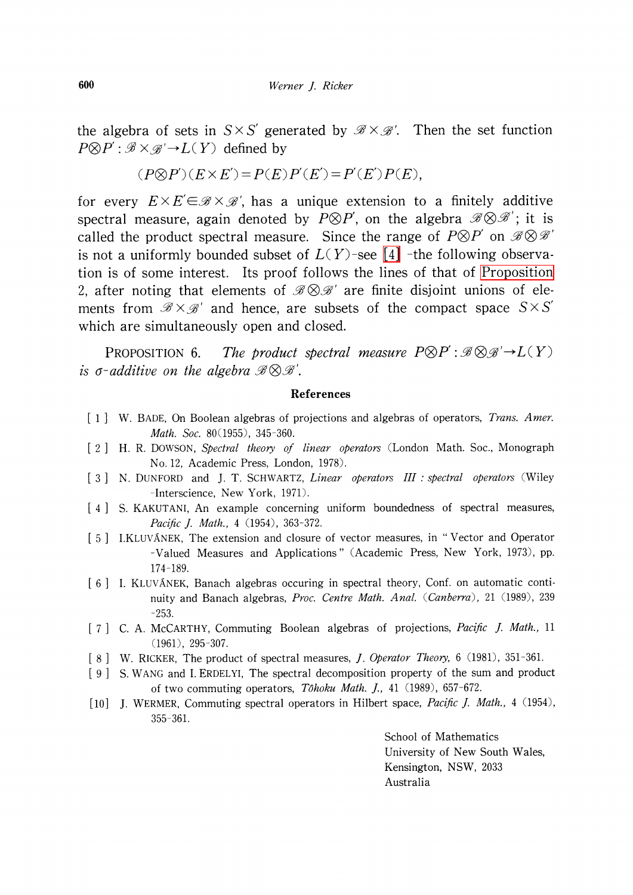the algebra of sets in $S \times S'$ generated by $\mathscr{B} \times \mathscr{B}'$. Then the set function $P \otimes P' : \mathscr{B} \times \mathscr{B}' \to L(Y)$ defined by

$$(P \otimes P')(E \times E') = P(E)P'(E') = P'(E')P(E),$$

for every $E \times E' \in \mathscr{B} \times \mathscr{B}'$, has a unique extension to a finitely additive spectral measure, again denoted by $P \otimes P'$, on the algebra $\mathscr{B} \otimes \mathscr{B}'$; it is called the product spectral measure. Since the range of $P \otimes P'$ on $\mathscr{B} \otimes \mathscr{B}'$ is not a uniformly bounded subset of $L(Y)$-see [4] -the following observation is of some interest. Its proof follows the lines of that of Proposition 2, after noting that elements of $\mathscr{B} \otimes \mathscr{B}'$ are finite disjoint unions of elements from $\mathscr{B} \times \mathscr{B}'$ and hence, are subsets of the compact space $S \times S'$ which are simultaneously open and closed.

PROPOSITION 6. *The product spectral measure* $P \otimes P' : \mathscr{B} \otimes \mathscr{B}' \to L(Y)$ *is* $\sigma$*-additive on the algebra* $\mathscr{B} \otimes \mathscr{B}'$.

## References

[1] W. BADE, On Boolean algebras of projections and algebras of operators, *Trans. Amer. Math. Soc.* 80(1955), 345-360.

[2] H. R. DOWSON, *Spectral theory of linear operators* (London Math. Soc., Monograph No. 12, Academic Press, London, 1978).

[3] N. DUNFORD and J. T. SCHWARTZ, *Linear operators III : spectral operators* (Wiley -Interscience, New York, 1971).

[4] S. KAKUTANI, An example concerning uniform boundedness of spectral measures, *Pacific J. Math.*, 4 (1954), 363-372.

[5] I.KLUVÁNEK, The extension and closure of vector measures, in "Vector and Operator -Valued Measures and Applications" (Academic Press, New York, 1973), pp. 174-189.

[6] I. KLUVÁNEK, Banach algebras occuring in spectral theory, Conf. on automatic continuity and Banach algebras, *Proc. Centre Math. Anal. (Canberra)*, 21 (1989), 239 -253.

[7] C. A. McCARTHY, Commuting Boolean algebras of projections, *Pacific J. Math.*, 11 (1961), 295-307.

[8] W. RICKER, The product of spectral measures, *J. Operator Theory*, 6 (1981), 351-361.

[9] S. WANG and I. ERDELYI, The spectral decomposition property of the sum and product of two commuting operators, *Tôhoku Math. J.*, 41 (1989), 657-672.

[10] J. WERMER, Commuting spectral operators in Hilbert space, *Pacific J. Math.*, 4 (1954), 355-361.

School of Mathematics
University of New South Wales,
Kensington, NSW, 2033
Australia